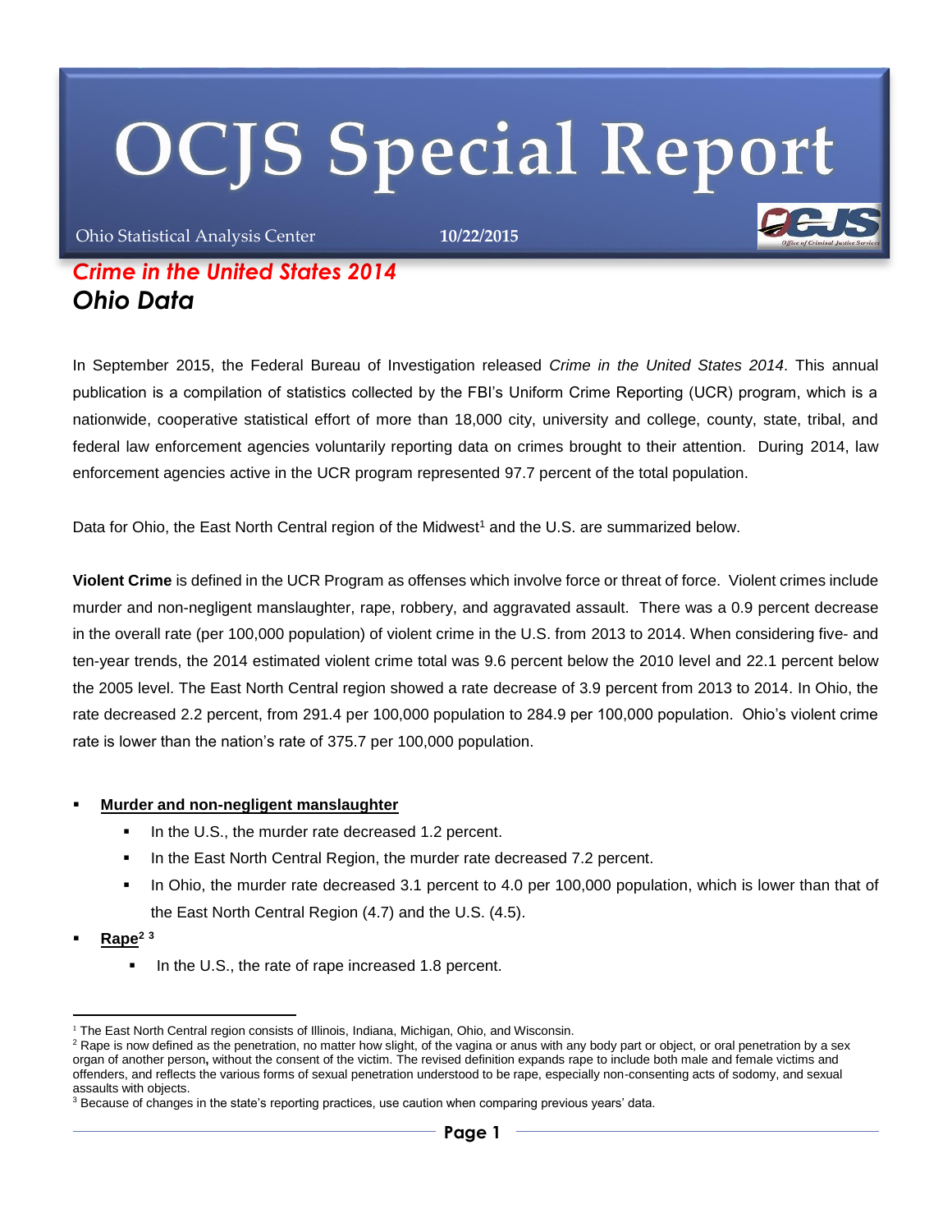# OCJS Special Report

Ohio Statistical Analysis Center 10/22/2015

## *Crime in the United States 2014*
## *Ohio Data*

In September 2015, the Federal Bureau of Investigation released *Crime in the United States 2014*. This annual publication is a compilation of statistics collected by the FBI's Uniform Crime Reporting (UCR) program, which is a nationwide, cooperative statistical effort of more than 18,000 city, university and college, county, state, tribal, and federal law enforcement agencies voluntarily reporting data on crimes brought to their attention. During 2014, law enforcement agencies active in the UCR program represented 97.7 percent of the total population.

Data for Ohio, the East North Central region of the Midwest[1] and the U.S. are summarized below.

**Violent Crime** is defined in the UCR Program as offenses which involve force or threat of force. Violent crimes include murder and non-negligent manslaughter, rape, robbery, and aggravated assault. There was a 0.9 percent decrease in the overall rate (per 100,000 population) of violent crime in the U.S. from 2013 to 2014. When considering five- and ten-year trends, the 2014 estimated violent crime total was 9.6 percent below the 2010 level and 22.1 percent below the 2005 level. The East North Central region showed a rate decrease of 3.9 percent from 2013 to 2014. In Ohio, the rate decreased 2.2 percent, from 291.4 per 100,000 population to 284.9 per 100,000 population. Ohio's violent crime rate is lower than the nation's rate of 375.7 per 100,000 population.

- **Murder and non-negligent manslaughter**
  - In the U.S., the murder rate decreased 1.2 percent.
  - In the East North Central Region, the murder rate decreased 7.2 percent.
  - In Ohio, the murder rate decreased 3.1 percent to 4.0 per 100,000 population, which is lower than that of the East North Central Region (4.7) and the U.S. (4.5).
- **Rape**[2] [3]
  - In the U.S., the rate of rape increased 1.8 percent.

---

[1] The East North Central region consists of Illinois, Indiana, Michigan, Ohio, and Wisconsin.

[2] Rape is now defined as the penetration, no matter how slight, of the vagina or anus with any body part or object, or oral penetration by a sex organ of another person, without the consent of the victim. The revised definition expands rape to include both male and female victims and offenders, and reflects the various forms of sexual penetration understood to be rape, especially non-consenting acts of sodomy, and sexual assaults with objects.

[3] Because of changes in the state's reporting practices, use caution when comparing previous years' data.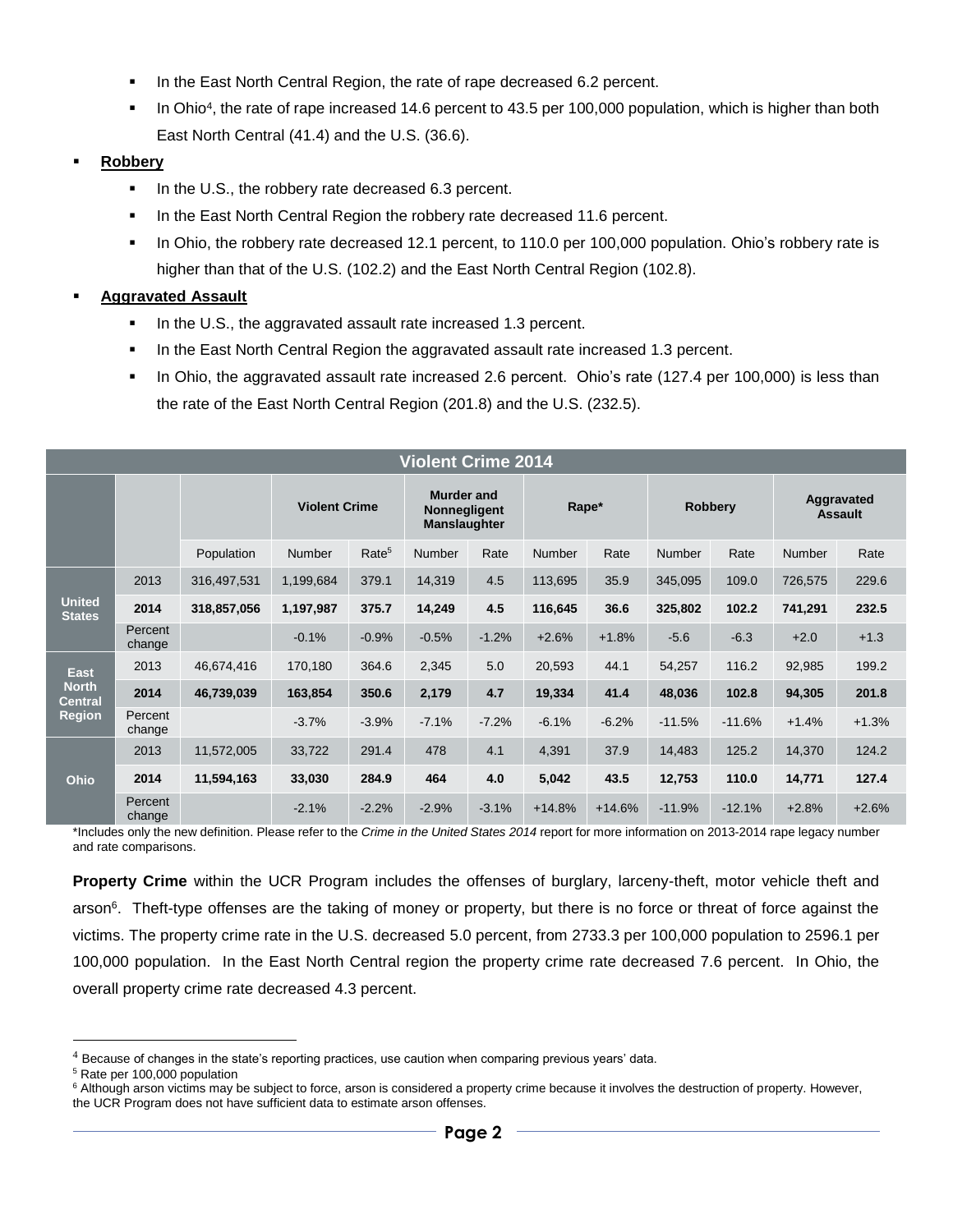- In the East North Central Region, the rate of rape decreased 6.2 percent.
- In Ohio[4], the rate of rape increased 14.6 percent to 43.5 per 100,000 population, which is higher than both East North Central (41.4) and the U.S. (36.6).

- **Robbery**
  - In the U.S., the robbery rate decreased 6.3 percent.
  - In the East North Central Region the robbery rate decreased 11.6 percent.
  - In Ohio, the robbery rate decreased 12.1 percent, to 110.0 per 100,000 population. Ohio's robbery rate is higher than that of the U.S. (102.2) and the East North Central Region (102.8).

- **Aggravated Assault**
  - In the U.S., the aggravated assault rate increased 1.3 percent.
  - In the East North Central Region the aggravated assault rate increased 1.3 percent.
  - In Ohio, the aggravated assault rate increased 2.6 percent. Ohio's rate (127.4 per 100,000) is less than the rate of the East North Central Region (201.8) and the U.S. (232.5).

**Violent Crime 2014**

| | | | Violent Crime | | Murder and Nonnegligent Manslaughter | | Rape* | | Robbery | | Aggravated Assault | |
|---|---|---|---|---|---|---|---|---|---|---|---|---|
| | | Population | Number | Rate[5] | Number | Rate | Number | Rate | Number | Rate | Number | Rate |
| United States | 2013 | 316,497,531 | 1,199,684 | 379.1 | 14,319 | 4.5 | 113,695 | 35.9 | 345,095 | 109.0 | 726,575 | 229.6 |
| | **2014** | **318,857,056** | **1,197,987** | **375.7** | **14,249** | **4.5** | **116,645** | **36.6** | **325,802** | **102.2** | **741,291** | **232.5** |
| | Percent change | | -0.1% | -0.9% | -0.5% | -1.2% | +2.6% | +1.8% | -5.6 | -6.3 | +2.0 | +1.3 |
| East North Central Region | 2013 | 46,674,416 | 170,180 | 364.6 | 2,345 | 5.0 | 20,593 | 44.1 | 54,257 | 116.2 | 92,985 | 199.2 |
| | **2014** | **46,739,039** | **163,854** | **350.6** | **2,179** | **4.7** | **19,334** | **41.4** | **48,036** | **102.8** | **94,305** | **201.8** |
| | Percent change | | -3.7% | -3.9% | -7.1% | -7.2% | -6.1% | -6.2% | -11.5% | -11.6% | +1.4% | +1.3% |
| Ohio | 2013 | 11,572,005 | 33,722 | 291.4 | 478 | 4.1 | 4,391 | 37.9 | 14,483 | 125.2 | 14,370 | 124.2 |
| | **2014** | **11,594,163** | **33,030** | **284.9** | **464** | **4.0** | **5,042** | **43.5** | **12,753** | **110.0** | **14,771** | **127.4** |
| | Percent change | | -2.1% | -2.2% | -2.9% | -3.1% | +14.8% | +14.6% | -11.9% | -12.1% | +2.8% | +2.6% |

*Includes only the new definition. Please refer to the *Crime in the United States 2014* report for more information on 2013-2014 rape legacy number and rate comparisons.

**Property Crime** within the UCR Program includes the offenses of burglary, larceny-theft, motor vehicle theft and arson[6]. Theft-type offenses are the taking of money or property, but there is no force or threat of force against the victims. The property crime rate in the U.S. decreased 5.0 percent, from 2733.3 per 100,000 population to 2596.1 per 100,000 population. In the East North Central region the property crime rate decreased 7.6 percent. In Ohio, the overall property crime rate decreased 4.3 percent.

---

[4] Because of changes in the state's reporting practices, use caution when comparing previous years' data.

[5] Rate per 100,000 population

[6] Although arson victims may be subject to force, arson is considered a property crime because it involves the destruction of property. However, the UCR Program does not have sufficient data to estimate arson offenses.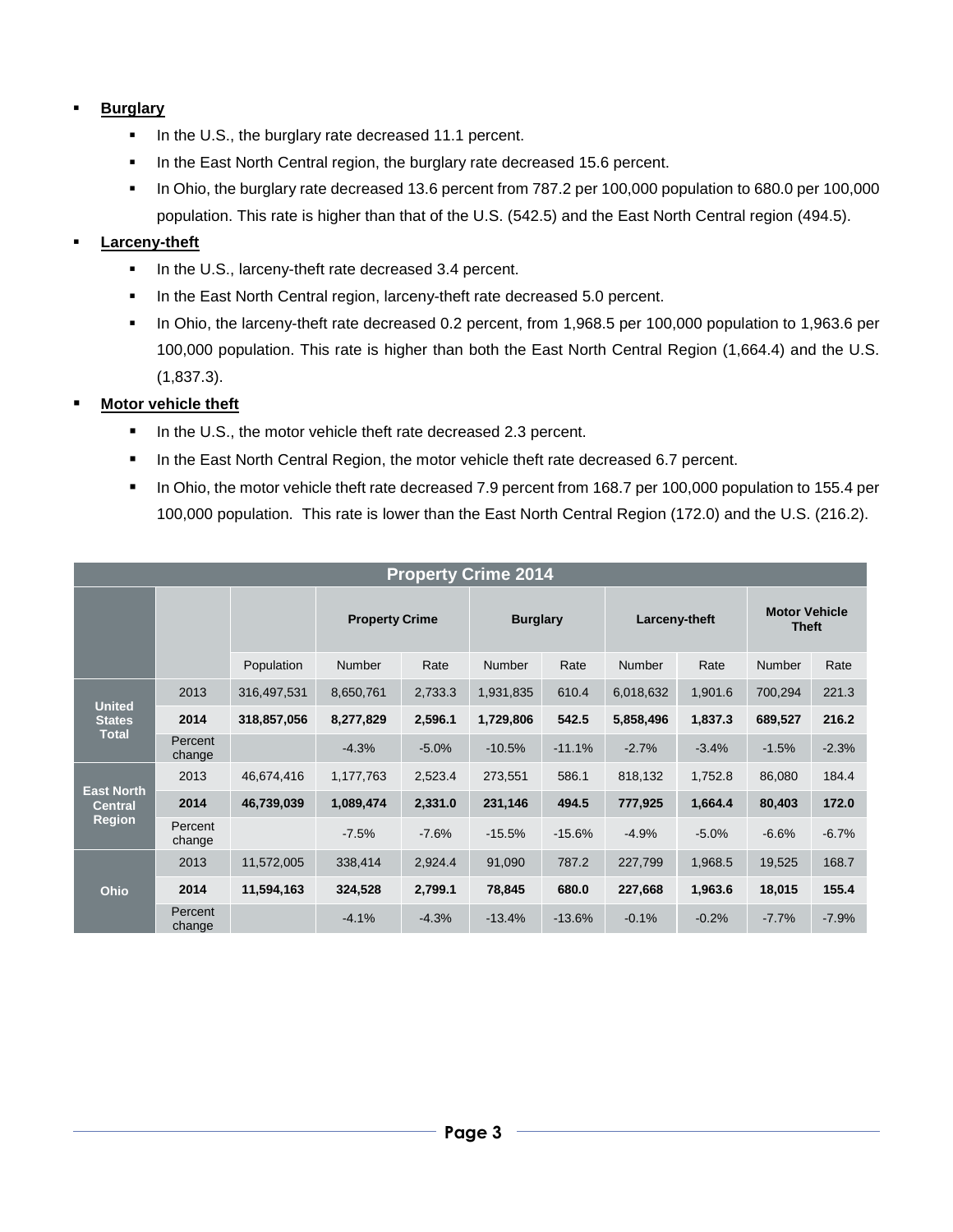- **Burglary**
  - In the U.S., the burglary rate decreased 11.1 percent.
  - In the East North Central region, the burglary rate decreased 15.6 percent.
  - In Ohio, the burglary rate decreased 13.6 percent from 787.2 per 100,000 population to 680.0 per 100,000 population. This rate is higher than that of the U.S. (542.5) and the East North Central region (494.5).
- **Larceny-theft**
  - In the U.S., larceny-theft rate decreased 3.4 percent.
  - In the East North Central region, larceny-theft rate decreased 5.0 percent.
  - In Ohio, the larceny-theft rate decreased 0.2 percent, from 1,968.5 per 100,000 population to 1,963.6 per 100,000 population. This rate is higher than both the East North Central Region (1,664.4) and the U.S. (1,837.3).
- **Motor vehicle theft**
  - In the U.S., the motor vehicle theft rate decreased 2.3 percent.
  - In the East North Central Region, the motor vehicle theft rate decreased 6.7 percent.
  - In Ohio, the motor vehicle theft rate decreased 7.9 percent from 168.7 per 100,000 population to 155.4 per 100,000 population. This rate is lower than the East North Central Region (172.0) and the U.S. (216.2).

**Property Crime 2014**

| | | | Property Crime | | Burglary | | Larceny-theft | | Motor Vehicle Theft | |
|---|---|---|---|---|---|---|---|---|---|---|
| | | Population | Number | Rate | Number | Rate | Number | Rate | Number | Rate |
| **United States Total** | 2013 | 316,497,531 | 8,650,761 | 2,733.3 | 1,931,835 | 610.4 | 6,018,632 | 1,901.6 | 700,294 | 221.3 |
| | **2014** | **318,857,056** | **8,277,829** | **2,596.1** | **1,729,806** | **542.5** | **5,858,496** | **1,837.3** | **689,527** | **216.2** |
| | Percent change | | -4.3% | -5.0% | -10.5% | -11.1% | -2.7% | -3.4% | -1.5% | -2.3% |
| **East North Central Region** | 2013 | 46,674,416 | 1,177,763 | 2,523.4 | 273,551 | 586.1 | 818,132 | 1,752.8 | 86,080 | 184.4 |
| | **2014** | **46,739,039** | **1,089,474** | **2,331.0** | **231,146** | **494.5** | **777,925** | **1,664.4** | **80,403** | **172.0** |
| | Percent change | | -7.5% | -7.6% | -15.5% | -15.6% | -4.9% | -5.0% | -6.6% | -6.7% |
| **Ohio** | 2013 | 11,572,005 | 338,414 | 2,924.4 | 91,090 | 787.2 | 227,799 | 1,968.5 | 19,525 | 168.7 |
| | **2014** | **11,594,163** | **324,528** | **2,799.1** | **78,845** | **680.0** | **227,668** | **1,963.6** | **18,015** | **155.4** |
| | Percent change | | -4.1% | -4.3% | -13.4% | -13.6% | -0.1% | -0.2% | -7.7% | -7.9% |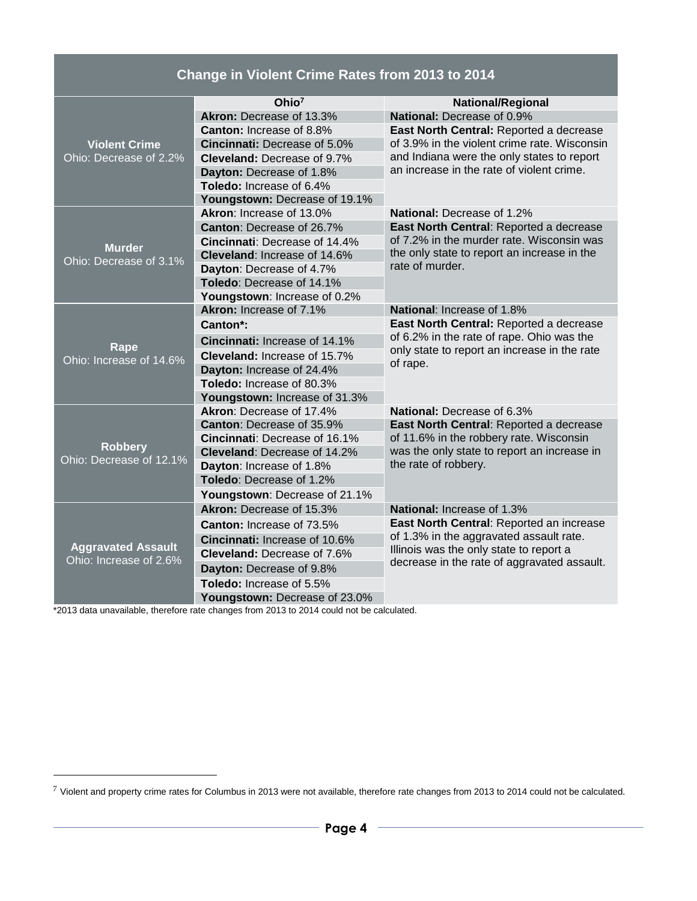| Change in Violent Crime Rates from 2013 to 2014 | | |
|---|---|---|
| | **Ohio**[7] | **National/Regional** |
| **Violent Crime** Ohio: Decrease of 2.2% | **Akron:** Decrease of 13.3% | **National:** Decrease of 0.9% |
| | **Canton:** Increase of 8.8% | **East North Central:** Reported a decrease of 3.9% in the violent crime rate. Wisconsin and Indiana were the only states to report an increase in the rate of violent crime. |
| | **Cincinnati:** Decrease of 5.0% | |
| | **Cleveland:** Decrease of 9.7% | |
| | **Dayton:** Decrease of 1.8% | |
| | **Toledo:** Increase of 6.4% | |
| | **Youngstown:** Decrease of 19.1% | |
| **Murder** Ohio: Decrease of 3.1% | **Akron**: Increase of 13.0% | **National:** Decrease of 1.2% |
| | **Canton**: Decrease of 26.7% | **East North Central**: Reported a decrease of 7.2% in the murder rate. Wisconsin was the only state to report an increase in the rate of murder. |
| | **Cincinnati**: Decrease of 14.4% | |
| | **Cleveland**: Increase of 14.6% | |
| | **Dayton**: Decrease of 4.7% | |
| | **Toledo**: Decrease of 14.1% | |
| | **Youngstown**: Increase of 0.2% | |
| **Rape** Ohio: Increase of 14.6% | **Akron:** Increase of 7.1% | **National**: Increase of 1.8% |
| | **Canton*:** | **East North Central:** Reported a decrease of 6.2% in the rate of rape. Ohio was the only state to report an increase in the rate of rape. |
| | **Cincinnati:** Increase of 14.1% | |
| | **Cleveland:** Increase of 15.7% | |
| | **Dayton:** Increase of 24.4% | |
| | **Toledo:** Increase of 80.3% | |
| | **Youngstown:** Increase of 31.3% | |
| **Robbery** Ohio: Decrease of 12.1% | **Akron**: Decrease of 17.4% | **National:** Decrease of 6.3% |
| | **Canton**: Decrease of 35.9% | **East North Central**: Reported a decrease of 11.6% in the robbery rate. Wisconsin was the only state to report an increase in the rate of robbery. |
| | **Cincinnati**: Decrease of 16.1% | |
| | **Cleveland**: Decrease of 14.2% | |
| | **Dayton**: Increase of 1.8% | |
| | **Toledo**: Decrease of 1.2% | |
| | **Youngstown**: Decrease of 21.1% | |
| **Aggravated Assault** Ohio: Increase of 2.6% | **Akron:** Decrease of 15.3% | **National:** Increase of 1.3% |
| | **Canton:** Increase of 73.5% | **East North Central**: Reported an increase of 1.3% in the aggravated assault rate. Illinois was the only state to report a decrease in the rate of aggravated assault. |
| | **Cincinnati:** Increase of 10.6% | |
| | **Cleveland:** Decrease of 7.6% | |
| | **Dayton:** Decrease of 9.8% | |
| | **Toledo:** Increase of 5.5% | |
| | **Youngstown:** Decrease of 23.0% | |

*2013 data unavailable, therefore rate changes from 2013 to 2014 could not be calculated.

[7] Violent and property crime rates for Columbus in 2013 were not available, therefore rate changes from 2013 to 2014 could not be calculated.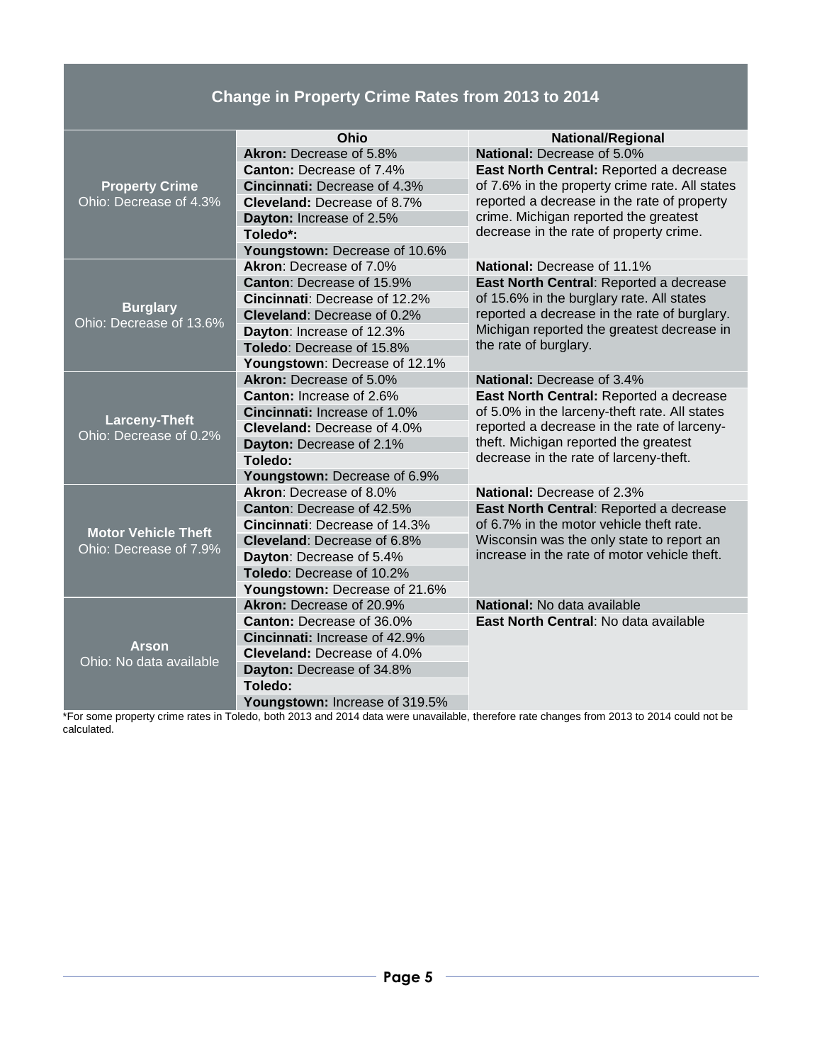## Change in Property Crime Rates from 2013 to 2014

| | Ohio | National/Regional |
|---|---|---|
| **Property Crime** Ohio: Decrease of 4.3% | **Akron:** Decrease of 5.8% | **National:** Decrease of 5.0% |
| | **Canton:** Decrease of 7.4% | **East North Central:** Reported a decrease of 7.6% in the property crime rate. All states reported a decrease in the rate of property crime. Michigan reported the greatest decrease in the rate of property crime. |
| | **Cincinnati:** Decrease of 4.3% | |
| | **Cleveland:** Decrease of 8.7% | |
| | **Dayton:** Increase of 2.5% | |
| | **Toledo*:** | |
| | **Youngstown:** Decrease of 10.6% | |
| **Burglary** Ohio: Decrease of 13.6% | **Akron**: Decrease of 7.0% | **National:** Decrease of 11.1% |
| | **Canton**: Decrease of 15.9% | **East North Central**: Reported a decrease of 15.6% in the burglary rate. All states reported a decrease in the rate of burglary. Michigan reported the greatest decrease in the rate of burglary. |
| | **Cincinnati**: Decrease of 12.2% | |
| | **Cleveland**: Decrease of 0.2% | |
| | **Dayton**: Increase of 12.3% | |
| | **Toledo**: Decrease of 15.8% | |
| | **Youngstown**: Decrease of 12.1% | |
| **Larceny-Theft** Ohio: Decrease of 0.2% | **Akron:** Decrease of 5.0% | **National:** Decrease of 3.4% |
| | **Canton:** Increase of 2.6% | **East North Central:** Reported a decrease of 5.0% in the larceny-theft rate. All states reported a decrease in the rate of larceny-theft. Michigan reported the greatest decrease in the rate of larceny-theft. |
| | **Cincinnati:** Increase of 1.0% | |
| | **Cleveland:** Decrease of 4.0% | |
| | **Dayton:** Decrease of 2.1% | |
| | **Toledo:** | |
| | **Youngstown:** Decrease of 6.9% | |
| **Motor Vehicle Theft** Ohio: Decrease of 7.9% | **Akron**: Decrease of 8.0% | **National:** Decrease of 2.3% |
| | **Canton**: Decrease of 42.5% | **East North Central**: Reported a decrease of 6.7% in the motor vehicle theft rate. Wisconsin was the only state to report an increase in the rate of motor vehicle theft. |
| | **Cincinnati**: Decrease of 14.3% | |
| | **Cleveland**: Decrease of 6.8% | |
| | **Dayton**: Decrease of 5.4% | |
| | **Toledo**: Decrease of 10.2% | |
| | **Youngstown**: Decrease of 21.6% | |
| **Arson** Ohio: No data available | **Akron:** Decrease of 20.9% | **National:** No data available |
| | **Canton:** Decrease of 36.0% | **East North Central**: No data available |
| | **Cincinnati:** Increase of 42.9% | |
| | **Cleveland:** Decrease of 4.0% | |
| | **Dayton:** Decrease of 34.8% | |
| | **Toledo:** | |
| | **Youngstown:** Increase of 319.5% | |

*For some property crime rates in Toledo, both 2013 and 2014 data were unavailable, therefore rate changes from 2013 to 2014 could not be calculated.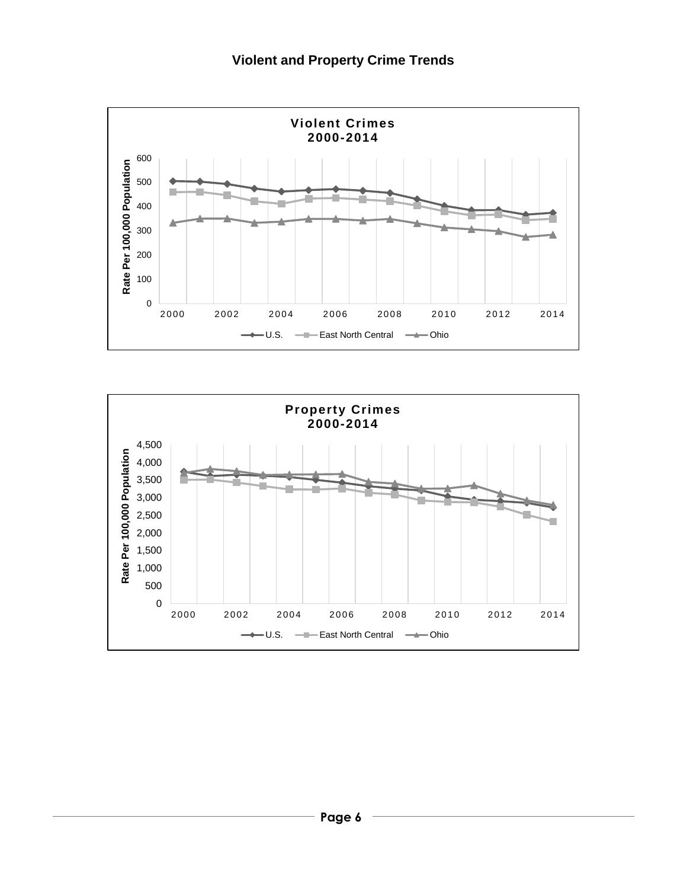# Violent and Property Crime Trends

Violent Crimes
2000-2014

Rate Per 100,000 Population

600
500
400
300
200
100
0

2000 2002 2004 2006 2008 2010 2012 2014

U.S. East North Central Ohio

Property Crimes
2000-2014

Rate Per 100,000 Population

4,500
4,000
3,500
3,000
2,500
2,000
1,500
1,000
500
0

2000 2002 2004 2006 2008 2010 2012 2014

U.S. East North Central Ohio